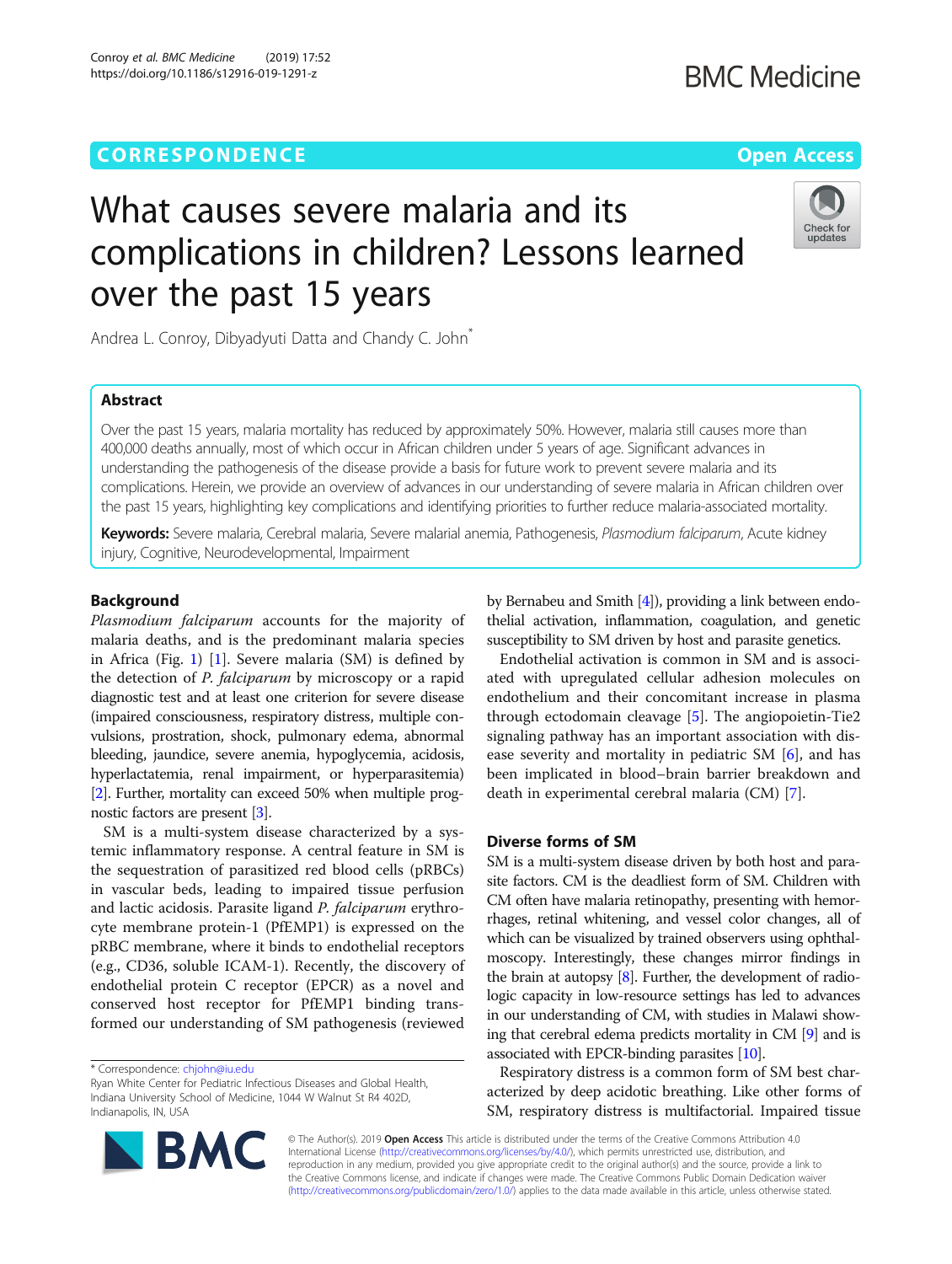CORRESPONDENCE

Open Access

# What causes severe malaria and its complications in children? Lessons learned over the past 15 years

Andrea L. Conroy, Dibyadyuti Datta and Chandy C. John*

## Abstract

Over the past 15 years, malaria mortality has reduced by approximately 50%. However, malaria still causes more than 400,000 deaths annually, most of which occur in African children under 5 years of age. Significant advances in understanding the pathogenesis of the disease provide a basis for future work to prevent severe malaria and its complications. Herein, we provide an overview of advances in our understanding of severe malaria in African children over the past 15 years, highlighting key complications and identifying priorities to further reduce malaria-associated mortality.

**Keywords:** Severe malaria, Cerebral malaria, Severe malarial anemia, Pathogenesis, *Plasmodium falciparum*, Acute kidney injury, Cognitive, Neurodevelopmental, Impairment

## Background

*Plasmodium falciparum* accounts for the majority of malaria deaths, and is the predominant malaria species in Africa (Fig. 1) [1]. Severe malaria (SM) is defined by the detection of *P. falciparum* by microscopy or a rapid diagnostic test and at least one criterion for severe disease (impaired consciousness, respiratory distress, multiple convulsions, prostration, shock, pulmonary edema, abnormal bleeding, jaundice, severe anemia, hypoglycemia, acidosis, hyperlactatemia, renal impairment, or hyperparasitemia) [2]. Further, mortality can exceed 50% when multiple prognostic factors are present [3].

SM is a multi-system disease characterized by a systemic inflammatory response. A central feature in SM is the sequestration of parasitized red blood cells (pRBCs) in vascular beds, leading to impaired tissue perfusion and lactic acidosis. Parasite ligand *P. falciparum* erythrocyte membrane protein-1 (PfEMP1) is expressed on the pRBC membrane, where it binds to endothelial receptors (e.g., CD36, soluble ICAM-1). Recently, the discovery of endothelial protein C receptor (EPCR) as a novel and conserved host receptor for PfEMP1 binding transformed our understanding of SM pathogenesis (reviewed by Bernabeu and Smith [4]), providing a link between endothelial activation, inflammation, coagulation, and genetic susceptibility to SM driven by host and parasite genetics.

Endothelial activation is common in SM and is associated with upregulated cellular adhesion molecules on endothelium and their concomitant increase in plasma through ectodomain cleavage [5]. The angiopoietin-Tie2 signaling pathway has an important association with disease severity and mortality in pediatric SM [6], and has been implicated in blood–brain barrier breakdown and death in experimental cerebral malaria (CM) [7].

## Diverse forms of SM

SM is a multi-system disease driven by both host and parasite factors. CM is the deadliest form of SM. Children with CM often have malaria retinopathy, presenting with hemorrhages, retinal whitening, and vessel color changes, all of which can be visualized by trained observers using ophthalmoscopy. Interestingly, these changes mirror findings in the brain at autopsy [8]. Further, the development of radiologic capacity in low-resource settings has led to advances in our understanding of CM, with studies in Malawi showing that cerebral edema predicts mortality in CM [9] and is associated with EPCR-binding parasites [10].

Respiratory distress is a common form of SM best characterized by deep acidotic breathing. Like other forms of SM, respiratory distress is multifactorial. Impaired tissue

* Correspondence: chjohn@iu.edu
Ryan White Center for Pediatric Infectious Diseases and Global Health, Indiana University School of Medicine, 1044 W Walnut St R4 402D, Indianapolis, IN, USA

© The Author(s). 2019 **Open Access** This article is distributed under the terms of the Creative Commons Attribution 4.0 International License (http://creativecommons.org/licenses/by/4.0/), which permits unrestricted use, distribution, and reproduction in any medium, provided you give appropriate credit to the original author(s) and the source, provide a link to the Creative Commons license, and indicate if changes were made. The Creative Commons Public Domain Dedication waiver (http://creativecommons.org/publicdomain/zero/1.0/) applies to the data made available in this article, unless otherwise stated.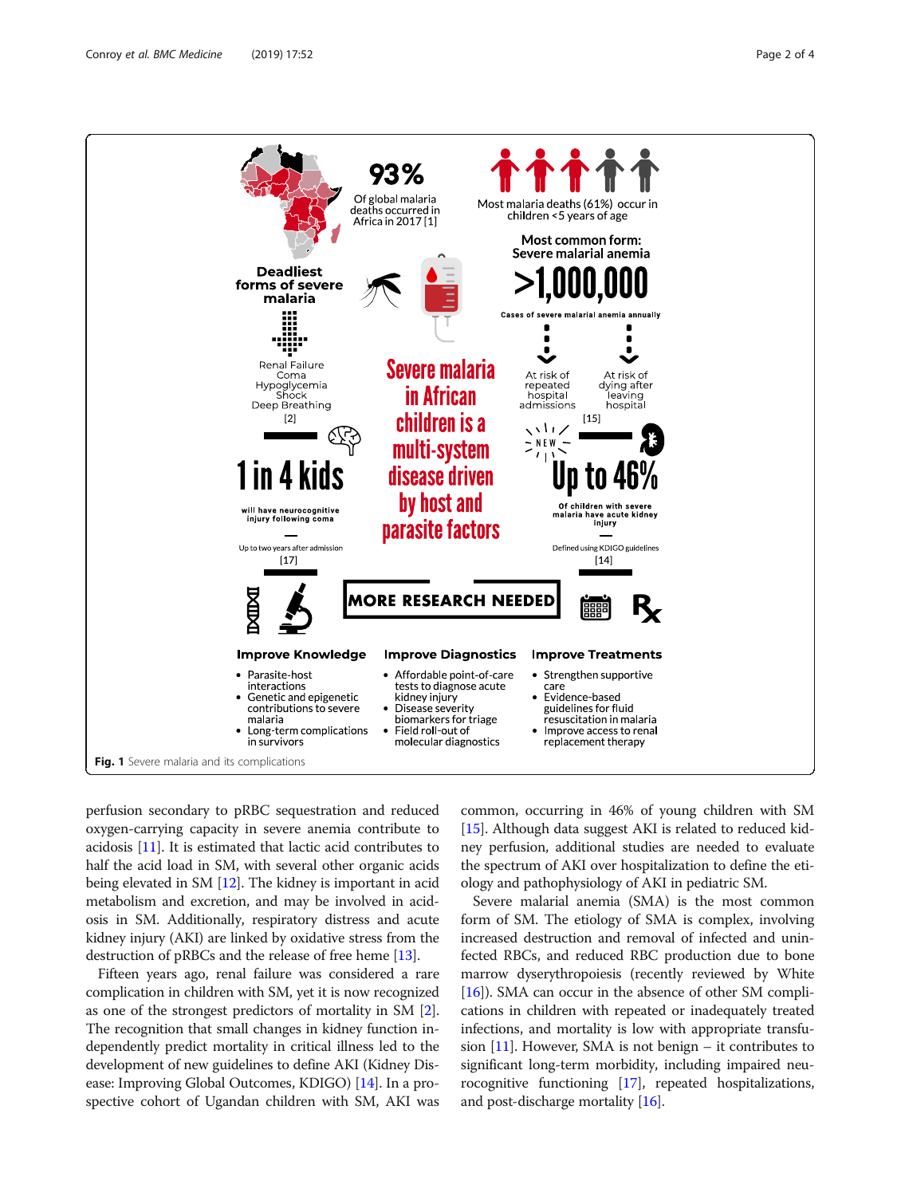**Fig. 1** Severe malaria and its complications

perfusion secondary to pRBC sequestration and reduced oxygen-carrying capacity in severe anemia contribute to acidosis [11]. It is estimated that lactic acid contributes to half the acid load in SM, with several other organic acids being elevated in SM [12]. The kidney is important in acid metabolism and excretion, and may be involved in acidosis in SM. Additionally, respiratory distress and acute kidney injury (AKI) are linked by oxidative stress from the destruction of pRBCs and the release of free heme [13].

Fifteen years ago, renal failure was considered a rare complication in children with SM, yet it is now recognized as one of the strongest predictors of mortality in SM [2]. The recognition that small changes in kidney function independently predict mortality in critical illness led to the development of new guidelines to define AKI (Kidney Disease: Improving Global Outcomes, KDIGO) [14]. In a prospective cohort of Ugandan children with SM, AKI was common, occurring in 46% of young children with SM [15]. Although data suggest AKI is related to reduced kidney perfusion, additional studies are needed to evaluate the spectrum of AKI over hospitalization to define the etiology and pathophysiology of AKI in pediatric SM.

Severe malarial anemia (SMA) is the most common form of SM. The etiology of SMA is complex, involving increased destruction and removal of infected and uninfected RBCs, and reduced RBC production due to bone marrow dyserythropoiesis (recently reviewed by White [16]). SMA can occur in the absence of other SM complications in children with repeated or inadequately treated infections, and mortality is low with appropriate transfusion [11]. However, SMA is not benign – it contributes to significant long-term morbidity, including impaired neurocognitive functioning [17], repeated hospitalizations, and post-discharge mortality [16].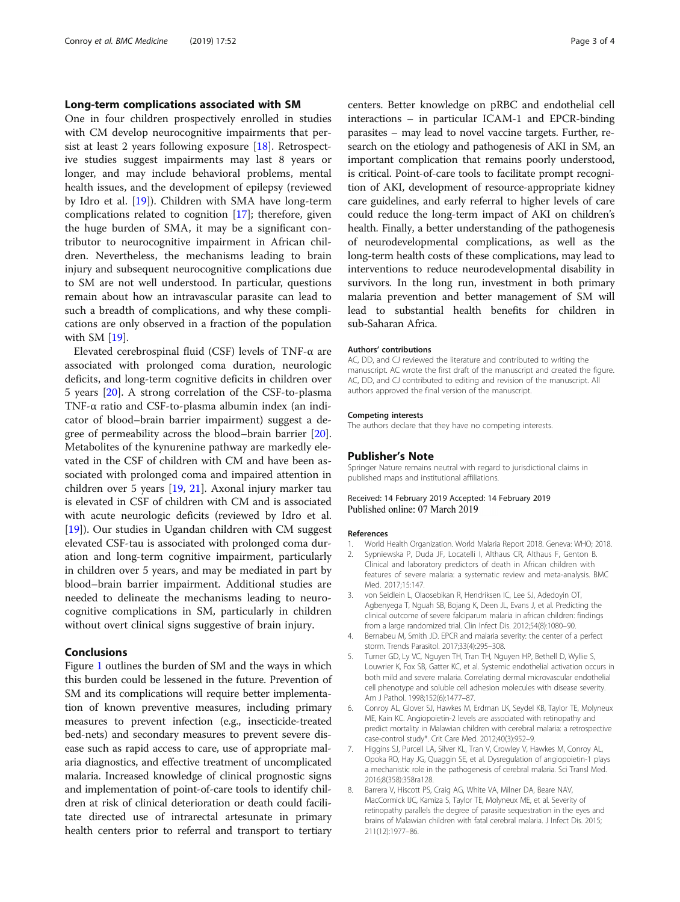## Long-term complications associated with SM

One in four children prospectively enrolled in studies with CM develop neurocognitive impairments that persist at least 2 years following exposure [18]. Retrospective studies suggest impairments may last 8 years or longer, and may include behavioral problems, mental health issues, and the development of epilepsy (reviewed by Idro et al. [19]). Children with SMA have long-term complications related to cognition [17]; therefore, given the huge burden of SMA, it may be a significant contributor to neurocognitive impairment in African children. Nevertheless, the mechanisms leading to brain injury and subsequent neurocognitive complications due to SM are not well understood. In particular, questions remain about how an intravascular parasite can lead to such a breadth of complications, and why these complications are only observed in a fraction of the population with SM [19].

Elevated cerebrospinal fluid (CSF) levels of TNF-α are associated with prolonged coma duration, neurologic deficits, and long-term cognitive deficits in children over 5 years [20]. A strong correlation of the CSF-to-plasma TNF-α ratio and CSF-to-plasma albumin index (an indicator of blood–brain barrier impairment) suggest a degree of permeability across the blood–brain barrier [20]. Metabolites of the kynurenine pathway are markedly elevated in the CSF of children with CM and have been associated with prolonged coma and impaired attention in children over 5 years [19, 21]. Axonal injury marker tau is elevated in CSF of children with CM and is associated with acute neurologic deficits (reviewed by Idro et al. [19]). Our studies in Ugandan children with CM suggest elevated CSF-tau is associated with prolonged coma duration and long-term cognitive impairment, particularly in children over 5 years, and may be mediated in part by blood–brain barrier impairment. Additional studies are needed to delineate the mechanisms leading to neurocognitive complications in SM, particularly in children without overt clinical signs suggestive of brain injury.

## Conclusions

Figure 1 outlines the burden of SM and the ways in which this burden could be lessened in the future. Prevention of SM and its complications will require better implementation of known preventive measures, including primary measures to prevent infection (e.g., insecticide-treated bed-nets) and secondary measures to prevent severe disease such as rapid access to care, use of appropriate malaria diagnostics, and effective treatment of uncomplicated malaria. Increased knowledge of clinical prognostic signs and implementation of point-of-care tools to identify children at risk of clinical deterioration or death could facilitate directed use of intrarectal artesunate in primary health centers prior to referral and transport to tertiary centers. Better knowledge on pRBC and endothelial cell interactions – in particular ICAM-1 and EPCR-binding parasites – may lead to novel vaccine targets. Further, research on the etiology and pathogenesis of AKI in SM, an important complication that remains poorly understood, is critical. Point-of-care tools to facilitate prompt recognition of AKI, development of resource-appropriate kidney care guidelines, and early referral to higher levels of care could reduce the long-term impact of AKI on children's health. Finally, a better understanding of the pathogenesis of neurodevelopmental complications, as well as the long-term health costs of these complications, may lead to interventions to reduce neurodevelopmental disability in survivors. In the long run, investment in both primary malaria prevention and better management of SM will lead to substantial health benefits for children in sub-Saharan Africa.

### Authors' contributions

AC, DD, and CJ reviewed the literature and contributed to writing the manuscript. AC wrote the first draft of the manuscript and created the figure. AC, DD, and CJ contributed to editing and revision of the manuscript. All authors approved the final version of the manuscript.

### Competing interests

The authors declare that they have no competing interests.

## Publisher's Note

Springer Nature remains neutral with regard to jurisdictional claims in published maps and institutional affiliations.

Received: 14 February 2019 Accepted: 14 February 2019
Published online: 07 March 2019

### References

1. World Health Organization. World Malaria Report 2018. Geneva: WHO; 2018.
2. Sypniewska P, Duda JF, Locatelli I, Althaus CR, Althaus F, Genton B. Clinical and laboratory predictors of death in African children with features of severe malaria: a systematic review and meta-analysis. BMC Med. 2017;15:147.
3. von Seidlein L, Olaosebikan R, Hendriksen IC, Lee SJ, Adedoyin OT, Agbenyega T, Nguah SB, Bojang K, Deen JL, Evans J, et al. Predicting the clinical outcome of severe falciparum malaria in african children: findings from a large randomized trial. Clin Infect Dis. 2012;54(8):1080–90.
4. Bernabeu M, Smith JD. EPCR and malaria severity: the center of a perfect storm. Trends Parasitol. 2017;33(4):295–308.
5. Turner GD, Ly VC, Nguyen TH, Tran TH, Nguyen HP, Bethell D, Wyllie S, Louwrier K, Fox SB, Gatter KC, et al. Systemic endothelial activation occurs in both mild and severe malaria. Correlating dermal microvascular endothelial cell phenotype and soluble cell adhesion molecules with disease severity. Am J Pathol. 1998;152(6):1477–87.
6. Conroy AL, Glover SJ, Hawkes M, Erdman LK, Seydel KB, Taylor TE, Molyneux ME, Kain KC. Angiopoietin-2 levels are associated with retinopathy and predict mortality in Malawian children with cerebral malaria: a retrospective case-control study*. Crit Care Med. 2012;40(3):952–9.
7. Higgins SJ, Purcell LA, Silver KL, Tran V, Crowley V, Hawkes M, Conroy AL, Opoka RO, Hay JG, Quaggin SE, et al. Dysregulation of angiopoietin-1 plays a mechanistic role in the pathogenesis of cerebral malaria. Sci Transl Med. 2016;8(358):358ra128.
8. Barrera V, Hiscott PS, Craig AG, White VA, Milner DA, Beare NAV, MacCormick IJC, Kamiza S, Taylor TE, Molyneux ME, et al. Severity of retinopathy parallels the degree of parasite sequestration in the eyes and brains of Malawian children with fatal cerebral malaria. J Infect Dis. 2015;211(12):1977–86.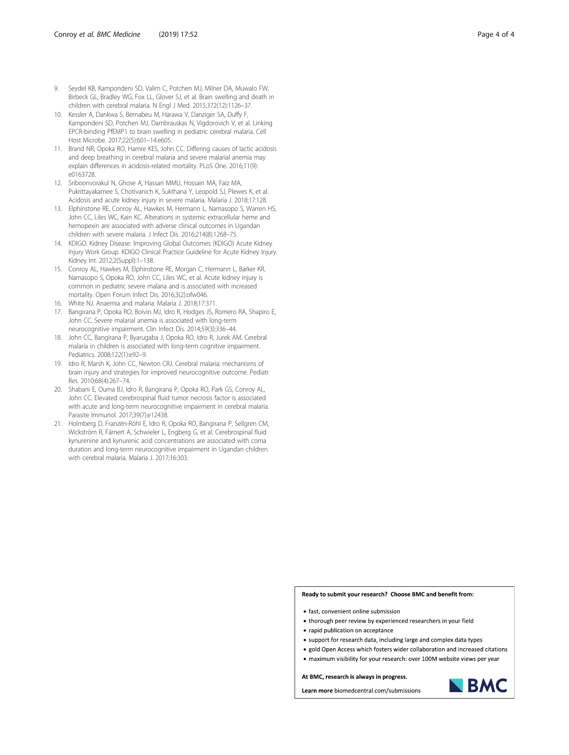9. Seydel KB, Kampondeni SD, Valim C, Potchen MJ, Milner DA, Muwalo FW, Birbeck GL, Bradley WG, Fox LL, Glover SJ, et al. Brain swelling and death in children with cerebral malaria. N Engl J Med. 2015;372(12):1126–37.
10. Kessler A, Dankwa S, Bernabeu M, Harawa V, Danziger SA, Duffy F, Kampondeni SD, Potchen MJ, Dambrauskas N, Vigdorovich V, et al. Linking EPCR-binding PfEMP1 to brain swelling in pediatric cerebral malaria. Cell Host Microbe. 2017;22(5):601–14.e605.
11. Brand NR, Opoka RO, Hamre KES, John CC. Differing causes of lactic acidosis and deep breathing in cerebral malaria and severe malarial anemia may explain differences in acidosis-related mortality. PLoS One. 2016;11(9): e0163728.
12. Sriboonvorakul N, Ghose A, Hassan MMU, Hossain MA, Faiz MA, Pukrittayakamee S, Chotivanich K, Sukthana Y, Leopold SJ, Plewes K, et al. Acidosis and acute kidney injury in severe malaria. Malaria J. 2018;17:128.
13. Elphinstone RE, Conroy AL, Hawkes M, Hermann L, Namasopo S, Warren HS, John CC, Liles WC, Kain KC. Alterations in systemic extracellular heme and hemopexin are associated with adverse clinical outcomes in Ugandan children with severe malaria. J Infect Dis. 2016;214(8):1268–75.
14. KDIGO. Kidney Disease: Improving Global Outcomes (KDIGO) Acute Kidney Injury Work Group. KDIGO Clinical Practice Guideline for Acute Kidney Injury. Kidney Int. 2012;2(Suppl):1–138.
15. Conroy AL, Hawkes M, Elphinstone RE, Morgan C, Hermann L, Barker KR, Namasopo S, Opoka RO, John CC, Liles WC, et al. Acute kidney injury is common in pediatric severe malaria and is associated with increased mortality. Open Forum Infect Dis. 2016;3(2):ofw046.
16. White NJ. Anaemia and malaria. Malaria J. 2018;17:371.
17. Bangirana P, Opoka RO, Boivin MJ, Idro R, Hodges JS, Romero RA, Shapiro E, John CC. Severe malarial anemia is associated with long-term neurocognitive impairment. Clin Infect Dis. 2014;59(3):336–44.
18. John CC, Bangirana P, Byarugaba J, Opoka RO, Idro R, Jurek AM. Cerebral malaria in children is associated with long-term cognitive impairment. Pediatrics. 2008;122(1):e92–9.
19. Idro R, Marsh K, John CC, Newton CRJ. Cerebral malaria: mechanisms of brain injury and strategies for improved neurocognitive outcome. Pediatr Res. 2010;68(4):267–74.
20. Shabani E, Ouma BJ, Idro R, Bangirana P, Opoka RO, Park GS, Conroy AL, John CC. Elevated cerebrospinal fluid tumor necrosis factor is associated with acute and long-term neurocognitive impairment in cerebral malaria. Parasite Immunol. 2017;39(7):e12438.
21. Holmberg D, Franzén-Röhl E, Idro R, Opoka RO, Bangirana P, Sellgren CM, Wickström R, Färnert A, Schwieler L, Engberg G, et al. Cerebrospinal fluid kynurenine and kynurenic acid concentrations are associated with coma duration and long-term neurocognitive impairment in Ugandan children with cerebral malaria. Malaria J. 2017;16:303.

**Ready to submit your research? Choose BMC and benefit from:**

- fast, convenient online submission
- thorough peer review by experienced researchers in your field
- rapid publication on acceptance
- support for research data, including large and complex data types
- gold Open Access which fosters wider collaboration and increased citations
- maximum visibility for your research: over 100M website views per year

**At BMC, research is always in progress.**

**Learn more** biomedcentral.com/submissions